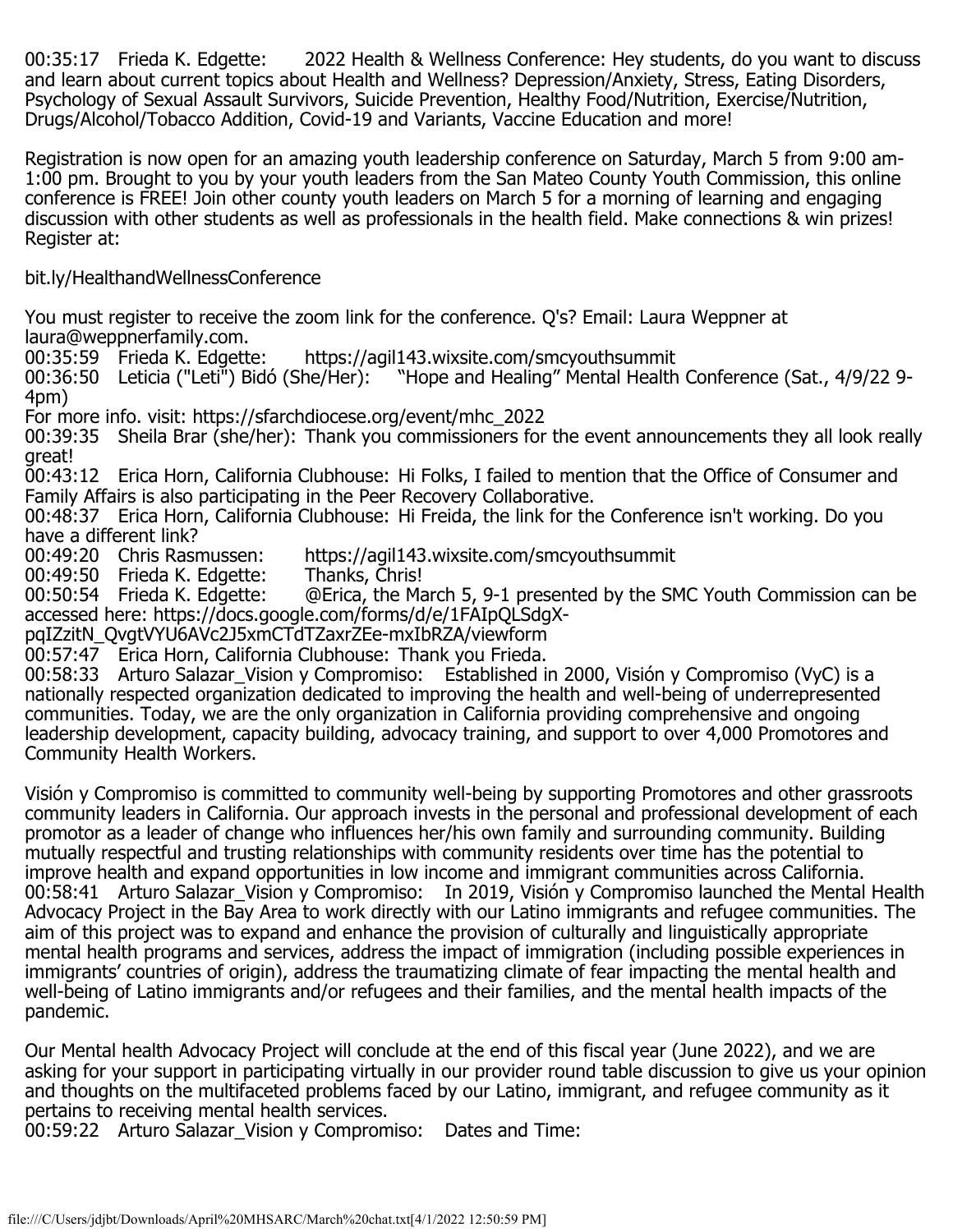00:35:17 Frieda K. Edgette: 2022 Health & Wellness Conference: Hey students, do you want to discuss and learn about current topics about Health and Wellness? Depression/Anxiety, Stress, Eating Disorders, Psychology of Sexual Assault Survivors, Suicide Prevention, Healthy Food/Nutrition, Exercise/Nutrition, Drugs/Alcohol/Tobacco Addition, Covid-19 and Variants, Vaccine Education and more!

Registration is now open for an amazing youth leadership conference on Saturday, March 5 from 9:00 am-1:00 pm. Brought to you by your youth leaders from the San Mateo County Youth Commission, this online conference is FREE! Join other county youth leaders on March 5 for a morning of learning and engaging discussion with other students as well as professionals in the health field. Make connections & win prizes! Register at:

bit.ly/HealthandWellnessConference

You must register to receive the zoom link for the conference. Q's? Email: Laura Weppner at laura@weppnerfamily.com.

00:35:59 Frieda K. Edgette: https://agil143.wixsite.com/smcyouthsummit

00:36:50 Leticia ("Leti") Bidó (She/Her): "Hope and Healing" Mental Health Conference (Sat., 4/9/22 9-4pm)
For more info. visit: https://sfarchdiocese.org/event/mhc_2022

00:39:35 Sheila Brar (she/her): Thank you commissioners for the event announcements they all look really great!

00:43:12 Erica Horn, California Clubhouse: Hi Folks, I failed to mention that the Office of Consumer and Family Affairs is also participating in the Peer Recovery Collaborative.

00:48:37 Erica Horn, California Clubhouse: Hi Freida, the link for the Conference isn't working. Do you have a different link?

00:49:20 Chris Rasmussen: https://agil143.wixsite.com/smcyouthsummit

00:49:50 Frieda K. Edgette: Thanks, Chris!

00:50:54 Frieda K. Edgette: @Erica, the March 5, 9-1 presented by the SMC Youth Commission can be accessed here: https://docs.google.com/forms/d/e/1FAIpQLSdgX-pqIZzitN_QvgtVYU6AVc2J5xmCTdTZaxrZEe-mxIbRZA/viewform

00:57:47 Erica Horn, California Clubhouse: Thank you Frieda.

00:58:33 Arturo Salazar_Vision y Compromiso: Established in 2000, Visión y Compromiso (VyC) is a nationally respected organization dedicated to improving the health and well-being of underrepresented communities. Today, we are the only organization in California providing comprehensive and ongoing leadership development, capacity building, advocacy training, and support to over 4,000 Promotores and Community Health Workers.

Visión y Compromiso is committed to community well-being by supporting Promotores and other grassroots community leaders in California. Our approach invests in the personal and professional development of each promotor as a leader of change who influences her/his own family and surrounding community. Building mutually respectful and trusting relationships with community residents over time has the potential to improve health and expand opportunities in low income and immigrant communities across California.

00:58:41 Arturo Salazar_Vision y Compromiso: In 2019, Visión y Compromiso launched the Mental Health Advocacy Project in the Bay Area to work directly with our Latino immigrants and refugee communities. The aim of this project was to expand and enhance the provision of culturally and linguistically appropriate mental health programs and services, address the impact of immigration (including possible experiences in immigrants' countries of origin), address the traumatizing climate of fear impacting the mental health and well-being of Latino immigrants and/or refugees and their families, and the mental health impacts of the pandemic.

Our Mental health Advocacy Project will conclude at the end of this fiscal year (June 2022), and we are asking for your support in participating virtually in our provider round table discussion to give us your opinion and thoughts on the multifaceted problems faced by our Latino, immigrant, and refugee community as it pertains to receiving mental health services.

00:59:22 Arturo Salazar_Vision y Compromiso: Dates and Time: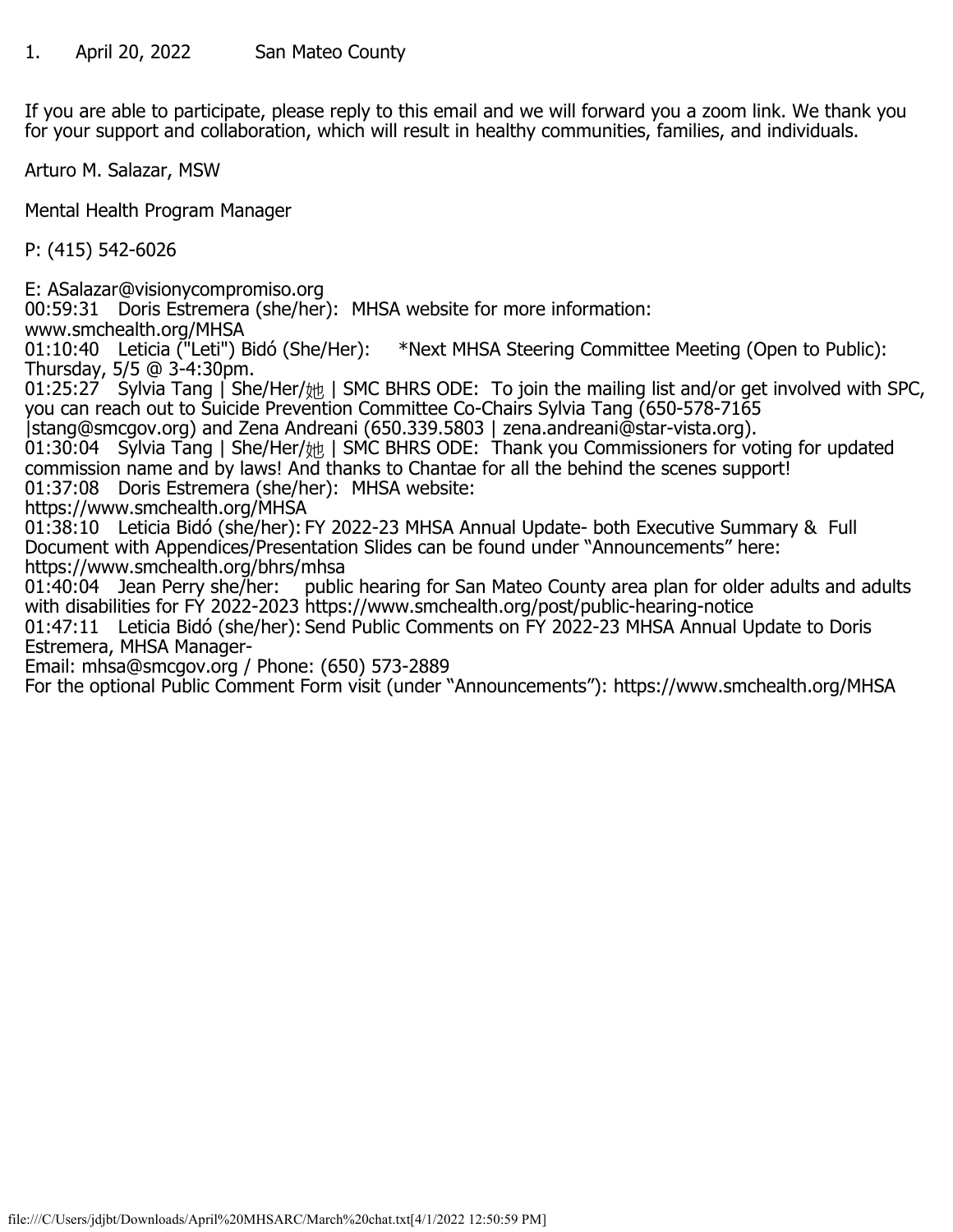1. April 20, 2022 San Mateo County

If you are able to participate, please reply to this email and we will forward you a zoom link. We thank you for your support and collaboration, which will result in healthy communities, families, and individuals.

Arturo M. Salazar, MSW

Mental Health Program Manager

P: (415) 542-6026

E: ASalazar@visionycompromiso.org
00:59:31 Doris Estremera (she/her): MHSA website for more information: www.smchealth.org/MHSA
01:10:40 Leticia ("Leti") Bidó (She/Her): *Next MHSA Steering Committee Meeting (Open to Public): Thursday, 5/5 @ 3-4:30pm.
01:25:27 Sylvia Tang | She/Her/她 | SMC BHRS ODE: To join the mailing list and/or get involved with SPC, you can reach out to Suicide Prevention Committee Co-Chairs Sylvia Tang (650-578-7165 |stang@smcgov.org) and Zena Andreani (650.339.5803 | zena.andreani@star-vista.org).
01:30:04 Sylvia Tang | She/Her/她 | SMC BHRS ODE: Thank you Commissioners for voting for updated commission name and by laws! And thanks to Chantae for all the behind the scenes support!
01:37:08 Doris Estremera (she/her): MHSA website: https://www.smchealth.org/MHSA
01:38:10 Leticia Bidó (she/her): FY 2022-23 MHSA Annual Update- both Executive Summary & Full Document with Appendices/Presentation Slides can be found under "Announcements" here: https://www.smchealth.org/bhrs/mhsa
01:40:04 Jean Perry she/her: public hearing for San Mateo County area plan for older adults and adults with disabilities for FY 2022-2023 https://www.smchealth.org/post/public-hearing-notice
01:47:11 Leticia Bidó (she/her): Send Public Comments on FY 2022-23 MHSA Annual Update to Doris Estremera, MHSA Manager-
Email: mhsa@smcgov.org / Phone: (650) 573-2889
For the optional Public Comment Form visit (under "Announcements"): https://www.smchealth.org/MHSA